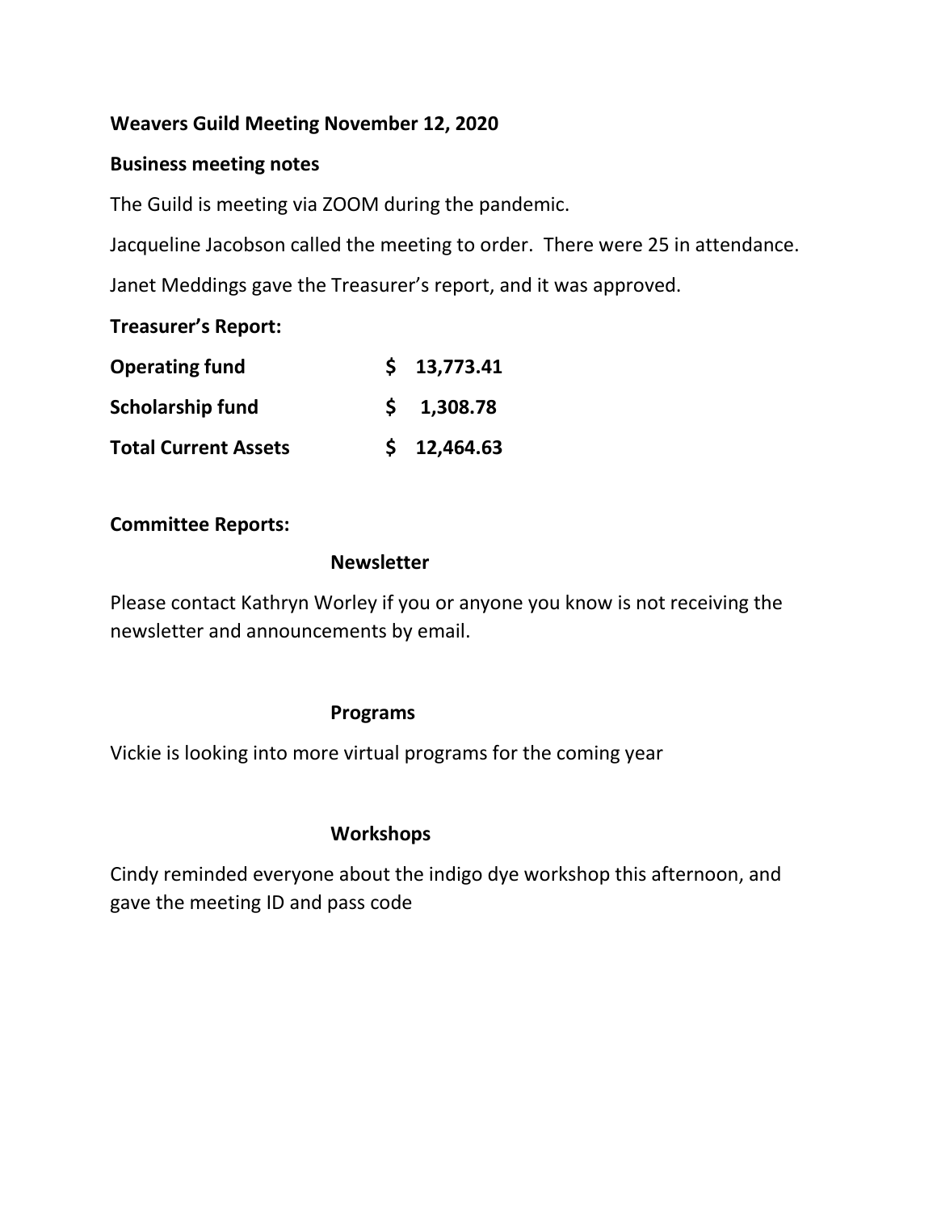**Weavers Guild Meeting November 12, 2020**

**Business meeting notes**

The Guild is meeting via ZOOM during the pandemic.

Jacqueline Jacobson called the meeting to order. There were 25 in attendance.

Janet Meddings gave the Treasurer's report, and it was approved.

**Treasurer's Report:**

| | |
|---|---|
| **Operating fund** | **$ 13,773.41** |
| **Scholarship fund** | **$ 1,308.78** |
| **Total Current Assets** | **$ 12,464.63** |

**Committee Reports:**

**Newsletter**

Please contact Kathryn Worley if you or anyone you know is not receiving the newsletter and announcements by email.

**Programs**

Vickie is looking into more virtual programs for the coming year

**Workshops**

Cindy reminded everyone about the indigo dye workshop this afternoon, and gave the meeting ID and pass code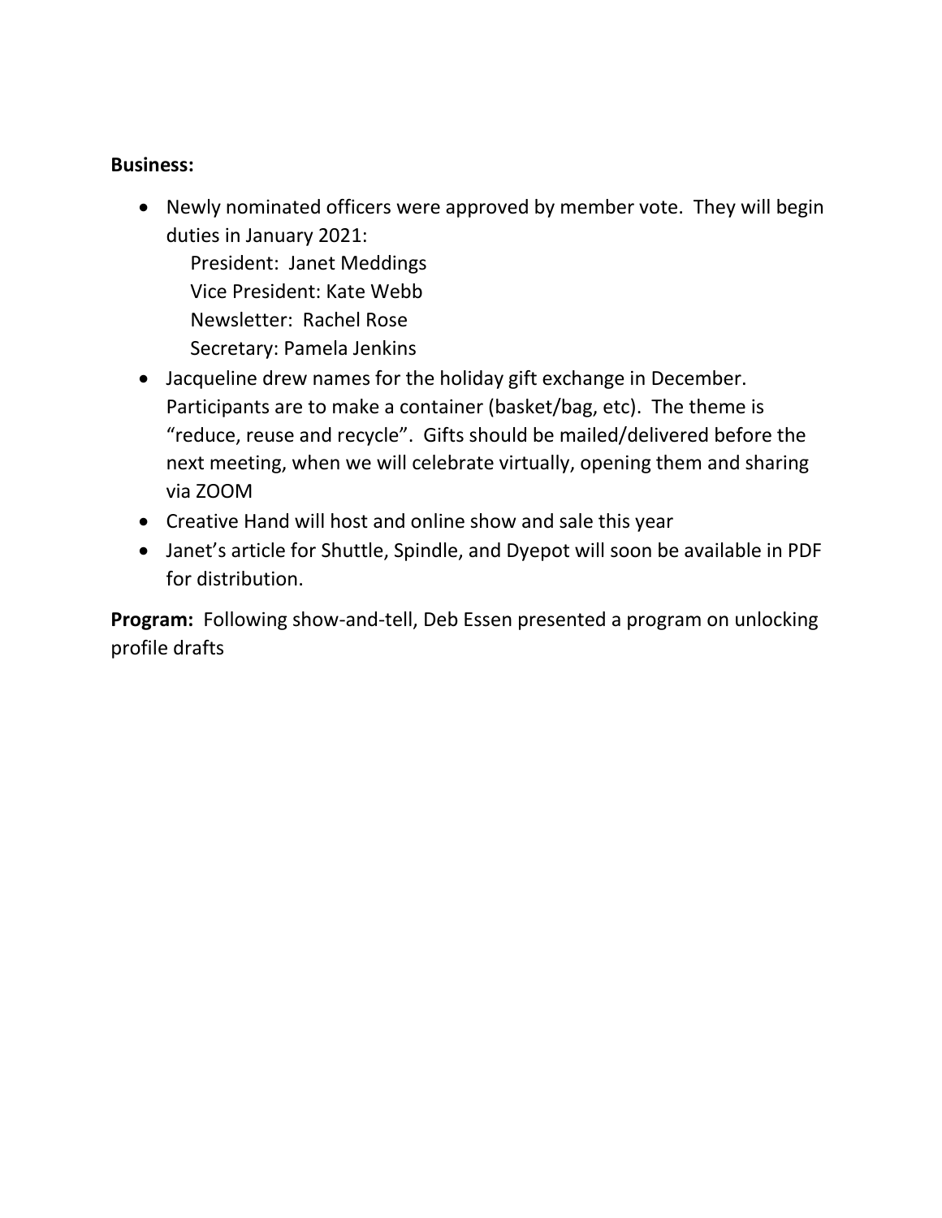**Business:**

- Newly nominated officers were approved by member vote. They will begin duties in January 2021:
  President: Janet Meddings
  Vice President: Kate Webb
  Newsletter: Rachel Rose
  Secretary: Pamela Jenkins
- Jacqueline drew names for the holiday gift exchange in December. Participants are to make a container (basket/bag, etc). The theme is "reduce, reuse and recycle". Gifts should be mailed/delivered before the next meeting, when we will celebrate virtually, opening them and sharing via ZOOM
- Creative Hand will host and online show and sale this year
- Janet's article for Shuttle, Spindle, and Dyepot will soon be available in PDF for distribution.

**Program:** Following show-and-tell, Deb Essen presented a program on unlocking profile drafts